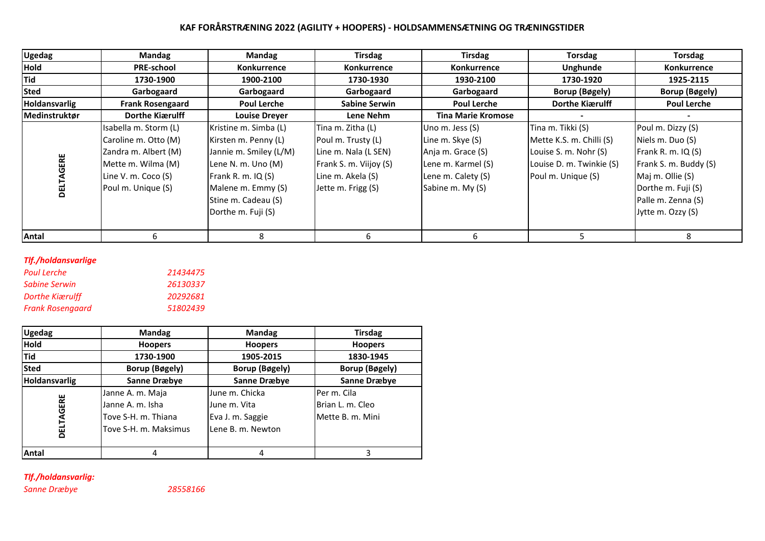# KAF FORÅRSTRÆNING 2022 (AGILITY + HOOPERS) - HOLDSAMMENSÆTNING OG TRÆNINGSTIDER

| Ugedag | Mandag | Mandag | Tirsdag | Tirsdag | Torsdag | Torsdag |
|---|---|---|---|---|---|---|
| Hold | PRE-school | Konkurrence | Konkurrence | Konkurrence | Unghunde | Konkurrence |
| Tid | 1730-1900 | 1900-2100 | 1730-1930 | 1930-2100 | 1730-1920 | 1925-2115 |
| Sted | Garbogaard | Garbogaard | Garbogaard | Garbogaard | Borup (Bøgely) | Borup (Bøgely) |
| Holdansvarlig | Frank Rosengaard | Poul Lerche | Sabine Serwin | Poul Lerche | Dorthe Kiærulff | Poul Lerche |
| Medinstruktør | Dorthe Kiærulff | Louise Dreyer | Lene Nehm | Tina Marie Kromose | - | - |
| DELTAGERE | Isabella m. Storm (L) | Kristine m. Simba (L) | Tina m. Zitha (L) | Uno m. Jess (S) | Tina m. Tikki (S) | Poul m. Dizzy (S) |
| | Caroline m. Otto (M) | Kirsten m. Penny (L) | Poul m. Trusty (L) | Line m. Skye (S) | Mette K.S. m. Chilli (S) | Niels m. Duo (S) |
| | Zandra m. Albert (M) | Jannie m. Smiley (L/M) | Line m. Nala (L SEN) | Anja m. Grace (S) | Louise S. m. Nohr (S) | Frank R. m. IQ (S) |
| | Mette m. Wilma (M) | Lene N. m. Uno (M) | Frank S. m. Viijoy (S) | Lene m. Karmel (S) | Louise D. m. Twinkie (S) | Frank S. m. Buddy (S) |
| | Line V. m. Coco (S) | Frank R. m. IQ (S) | Line m. Akela (S) | Lene m. Calety (S) | Poul m. Unique (S) | Maj m. Ollie (S) |
| | Poul m. Unique (S) | Malene m. Emmy (S) | Jette m. Frigg (S) | Sabine m. My (S) | | Dorthe m. Fuji (S) |
| | | Stine m. Cadeau (S) | | | | Palle m. Zenna (S) |
| | | Dorthe m. Fuji (S) | | | | Jytte m. Ozzy (S) |
| Antal | 6 | 8 | 6 | 6 | 5 | 8 |

***Tlf./holdansvarlige***

| | |
|---|---|
| *Poul Lerche* | *21434475* |
| *Sabine Serwin* | *26130337* |
| *Dorthe Kiærulff* | *20292681* |
| *Frank Rosengaard* | *51802439* |

| Ugedag | Mandag | Mandag | Tirsdag |
|---|---|---|---|
| Hold | Hoopers | Hoopers | Hoopers |
| Tid | 1730-1900 | 1905-2015 | 1830-1945 |
| Sted | Borup (Bøgely) | Borup (Bøgely) | Borup (Bøgely) |
| Holdansvarlig | Sanne Dræbye | Sanne Dræbye | Sanne Dræbye |
| DELTAGERE | Janne A. m. Maja | June m. Chicka | Per m. Cila |
| | Janne A. m. Isha | June m. Vita | Brian L. m. Cleo |
| | Tove S-H. m. Thiana | Eva J. m. Saggie | Mette B. m. Mini |
| | Tove S-H. m. Maksimus | Lene B. m. Newton | |
| Antal | 4 | 4 | 3 |

***Tlf./holdansvarlig:***

*Sanne Dræbye* *28558166*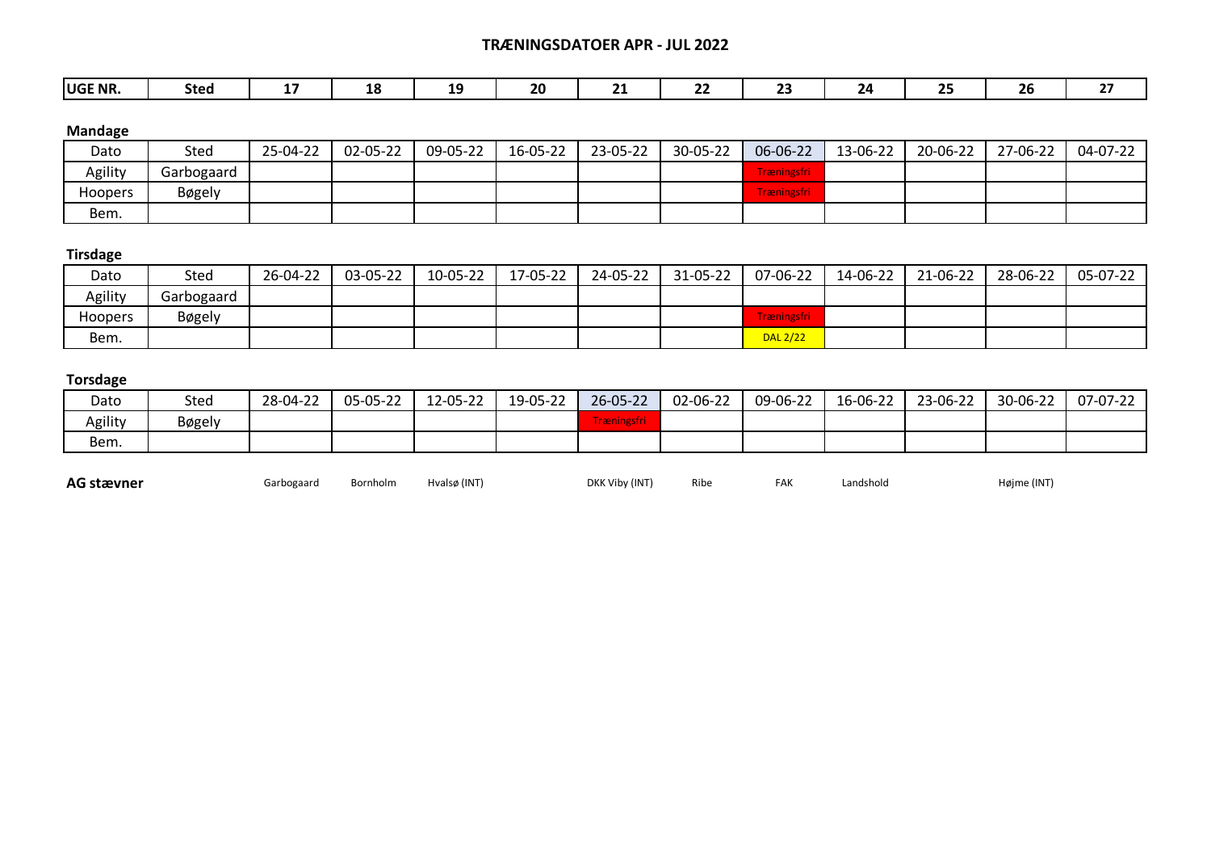# TRÆNINGSDATOER APR - JUL 2022

| UGE NR. | Sted | 17 | 18 | 19 | 20 | 21 | 22 | 23 | 24 | 25 | 26 | 27 |
|---|---|---|---|---|---|---|---|---|---|---|---|---|

**Mandage**

| Dato | Sted | 25-04-22 | 02-05-22 | 09-05-22 | 16-05-22 | 23-05-22 | 30-05-22 | 06-06-22 | 13-06-22 | 20-06-22 | 27-06-22 | 04-07-22 |
|---|---|---|---|---|---|---|---|---|---|---|---|---|
| Agility | Garbogaard | | | | | | | Træningsfri | | | | |
| Hoopers | Bøgely | | | | | | | Træningsfri | | | | |
| Bem. | | | | | | | | | | | | |

**Tirsdage**

| Dato | Sted | 26-04-22 | 03-05-22 | 10-05-22 | 17-05-22 | 24-05-22 | 31-05-22 | 07-06-22 | 14-06-22 | 21-06-22 | 28-06-22 | 05-07-22 |
|---|---|---|---|---|---|---|---|---|---|---|---|---|
| Agility | Garbogaard | | | | | | | | | | | |
| Hoopers | Bøgely | | | | | | | Træningsfri | | | | |
| Bem. | | | | | | | | DAL 2/22 | | | | |

**Torsdage**

| Dato | Sted | 28-04-22 | 05-05-22 | 12-05-22 | 19-05-22 | 26-05-22 | 02-06-22 | 09-06-22 | 16-06-22 | 23-06-22 | 30-06-22 | 07-07-22 |
|---|---|---|---|---|---|---|---|---|---|---|---|---|
| Agility | Bøgely | | | | | Træningsfri | | | | | | |
| Bem. | | | | | | | | | | | | |

| **AG stævner** | | Garbogaard | Bornholm | Hvalsø (INT) | | DKK Viby (INT) | Ribe | FAK | Landshold | | Højme (INT) | |
|---|---|---|---|---|---|---|---|---|---|---|---|---|